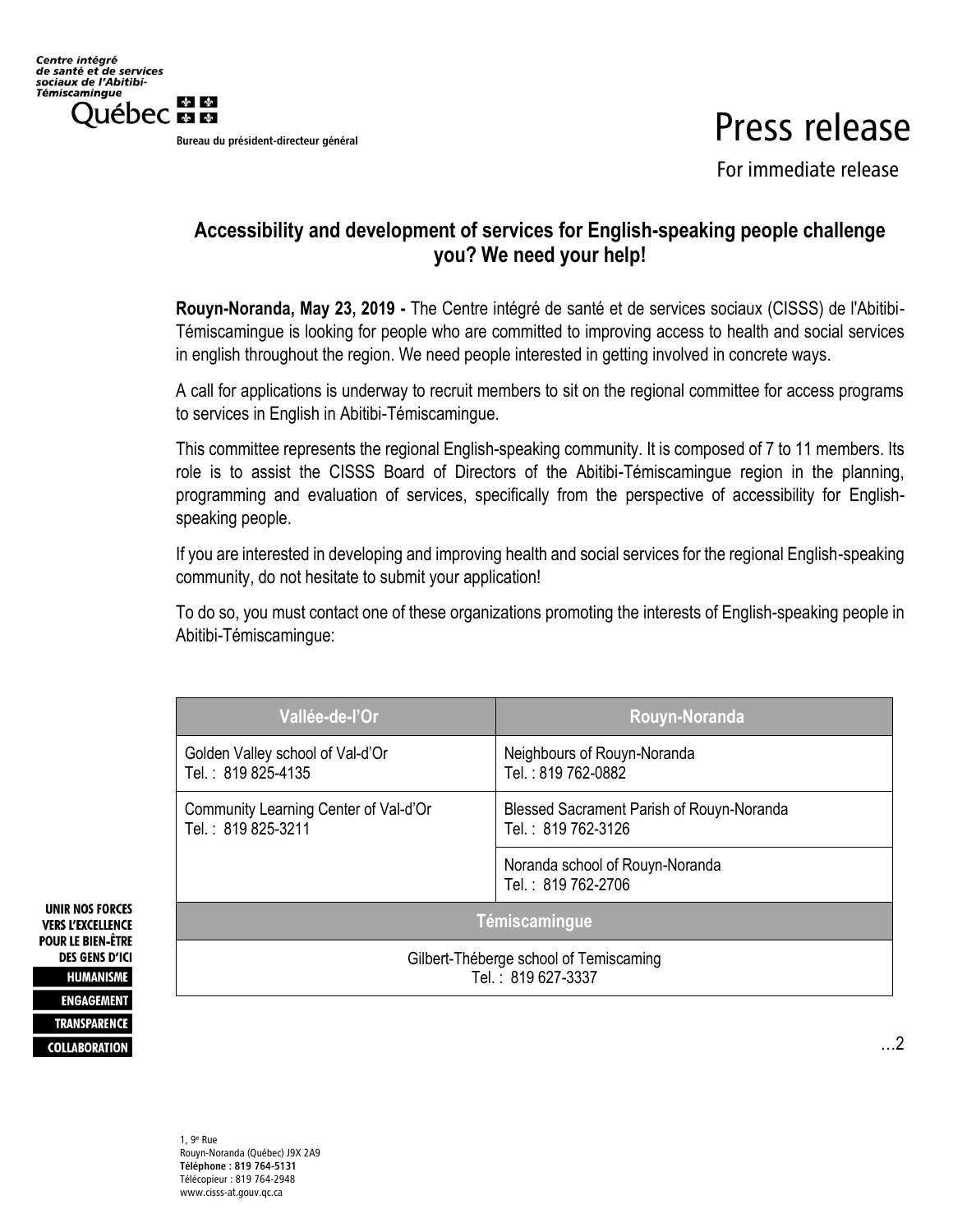Centre intégré de santé et de services sociaux de l'Abitibi-Témiscamingue

Québec

Bureau du président-directeur général

# Press release

For immediate release

## Accessibility and development of services for English-speaking people challenge you? We need your help!

**Rouyn-Noranda, May 23, 2019 -** The Centre intégré de santé et de services sociaux (CISSS) de l'Abitibi-Témiscamingue is looking for people who are committed to improving access to health and social services in english throughout the region. We need people interested in getting involved in concrete ways.

A call for applications is underway to recruit members to sit on the regional committee for access programs to services in English in Abitibi-Témiscamingue.

This committee represents the regional English-speaking community. It is composed of 7 to 11 members. Its role is to assist the CISSS Board of Directors of the Abitibi-Témiscamingue region in the planning, programming and evaluation of services, specifically from the perspective of accessibility for English-speaking people.

If you are interested in developing and improving health and social services for the regional English-speaking community, do not hesitate to submit your application!

To do so, you must contact one of these organizations promoting the interests of English-speaking people in Abitibi-Témiscamingue:

| Vallée-de-l'Or | Rouyn-Noranda |
| --- | --- |
| Golden Valley school of Val-d'Or<br>Tel. : 819 825-4135 | Neighbours of Rouyn-Noranda<br>Tel. : 819 762-0882 |
| Community Learning Center of Val-d'Or<br>Tel. : 819 825-3211 | Blessed Sacrament Parish of Rouyn-Noranda<br>Tel. : 819 762-3126 |
| | Noranda school of Rouyn-Noranda<br>Tel. : 819 762-2706 |
| **Témiscamingue** | |
| Gilbert-Théberge school of Temiscaming<br>Tel. : 819 627-3337 | |

UNIR NOS FORCES VERS L'EXCELLENCE POUR LE BIEN-ÊTRE DES GENS D'ICI

HUMANISME

ENGAGEMENT

TRANSPARENCE

COLLABORATION

…2

1, 9e Rue
Rouyn-Noranda (Québec) J9X 2A9
**Téléphone : 819 764-5131**
Télécopieur : 819 764-2948
www.cisss-at.gouv.qc.ca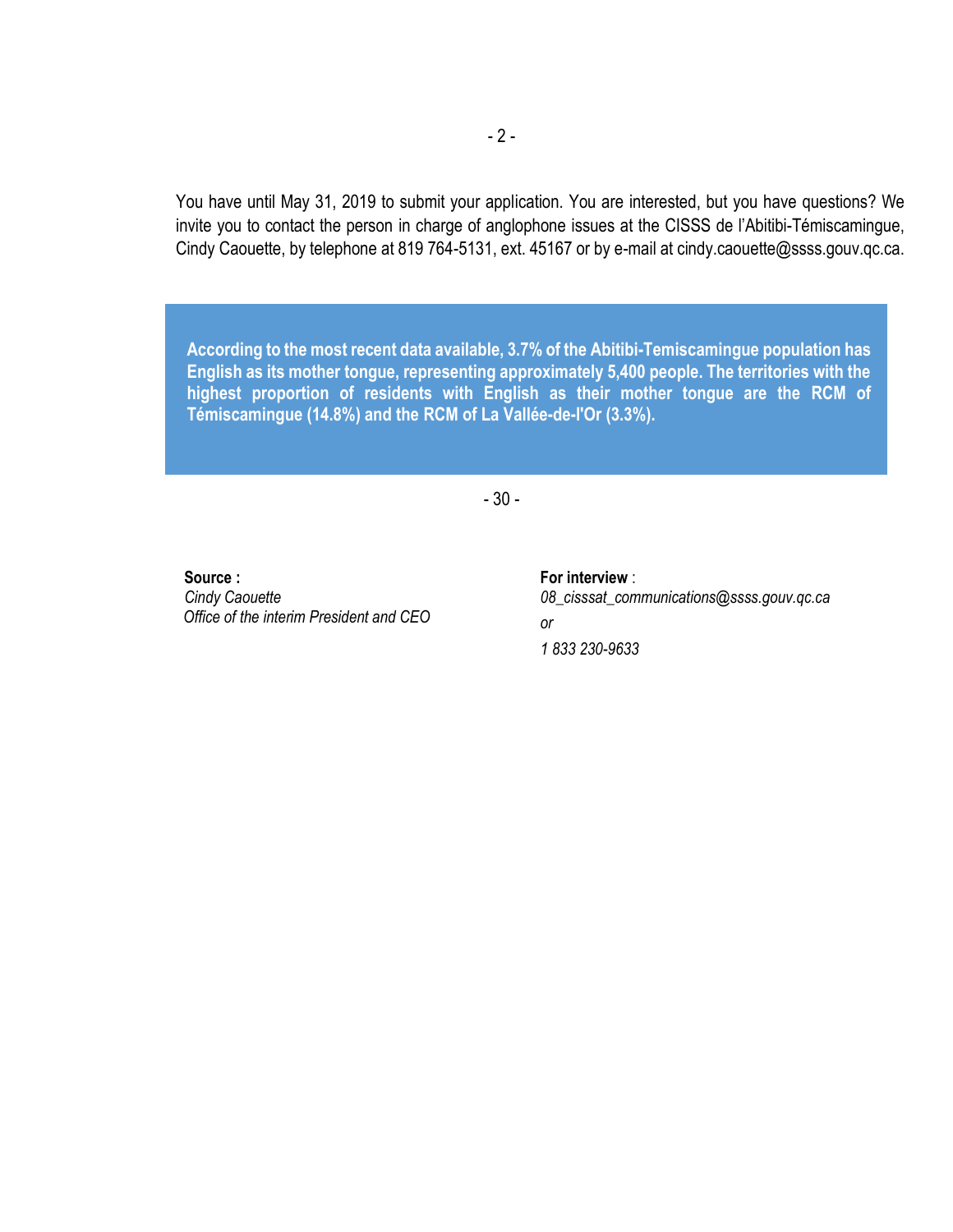You have until May 31, 2019 to submit your application. You are interested, but you have questions? We invite you to contact the person in charge of anglophone issues at the CISSS de l'Abitibi-Témiscamingue, Cindy Caouette, by telephone at 819 764-5131, ext. 45167 or by e-mail at cindy.caouette@ssss.gouv.qc.ca.

**According to the most recent data available, 3.7% of the Abitibi-Temiscamingue population has English as its mother tongue, representing approximately 5,400 people. The territories with the highest proportion of residents with English as their mother tongue are the RCM of Témiscamingue (14.8%) and the RCM of La Vallée-de-l'Or (3.3%).**

\- 30 -

**Source :**
*Cindy Caouette*
*Office of the interim President and CEO*

**For interview** :
*08_cisssat_communications@ssss.gouv.qc.ca*
*or*
*1 833 230-9633*